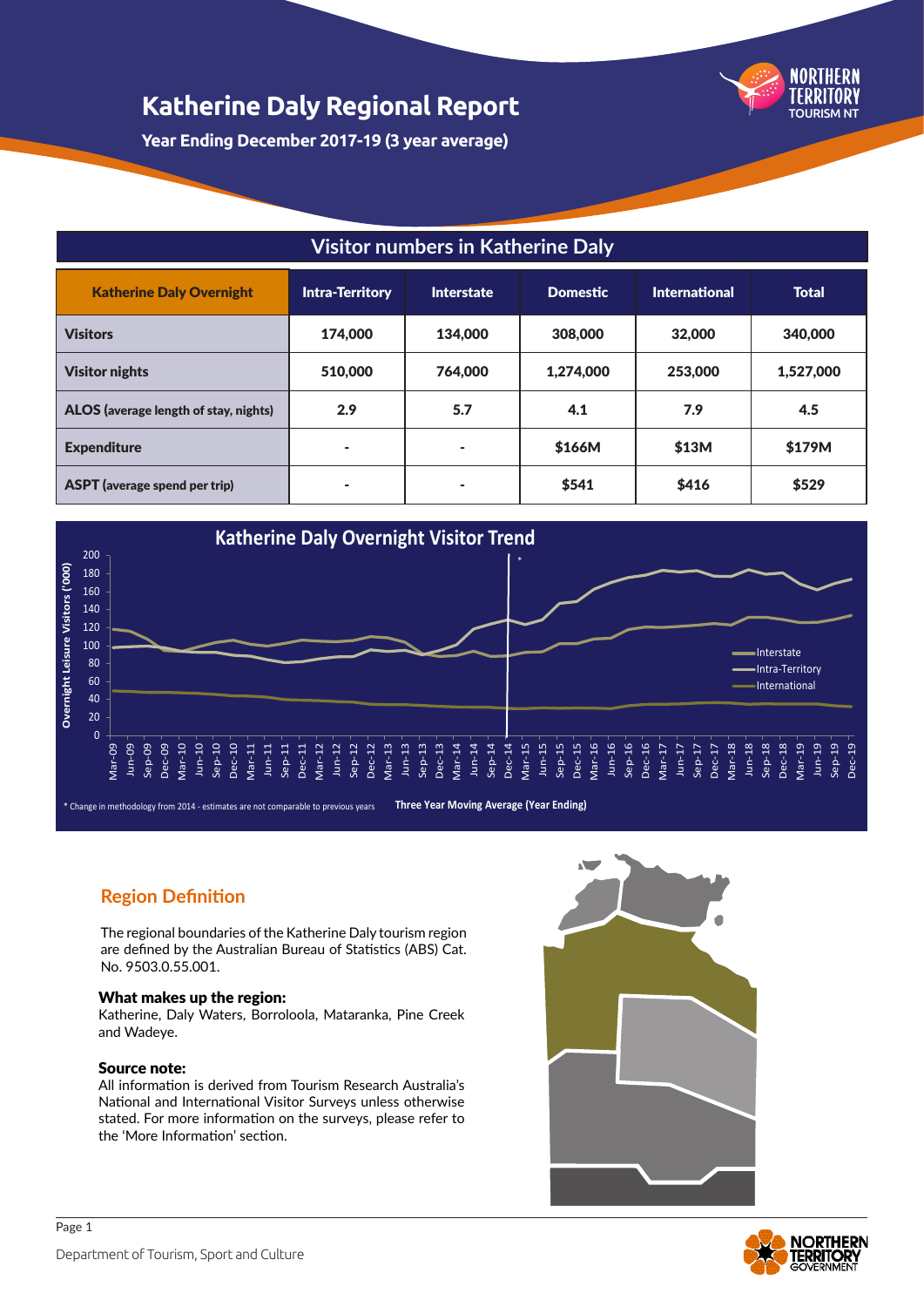# Katherine Daly Regional Report

**Year Ending December 2017-19 (3 year average)**

## Visitor numbers in Katherine Daly

| Katherine Daly Overnight | Intra-Territory | Interstate | Domestic | International | Total |
|---|---|---|---|---|---|
| **Visitors** | 174,000 | 134,000 | 308,000 | 32,000 | 340,000 |
| **Visitor nights** | 510,000 | 764,000 | 1,274,000 | 253,000 | 1,527,000 |
| **ALOS** (average length of stay, nights) | 2.9 | 5.7 | 4.1 | 7.9 | 4.5 |
| **Expenditure** | - | - | $166M | $13M | $179M |
| **ASPT** (average spend per trip) | - | - | $541 | $416 | $529 |

## Katherine Daly Overnight Visitor Trend

\* Change in methodology from 2014 - estimates are not comparable to previous years

**Three Year Moving Average (Year Ending)**

## Region Definition

The regional boundaries of the Katherine Daly tourism region are defined by the Australian Bureau of Statistics (ABS) Cat. No. 9503.0.55.001.

**What makes up the region:**
Katherine, Daly Waters, Borroloola, Mataranka, Pine Creek and Wadeye.

**Source note:**
All information is derived from Tourism Research Australia's National and International Visitor Surveys unless otherwise stated. For more information on the surveys, please refer to the 'More Information' section.

Department of Tourism, Sport and Culture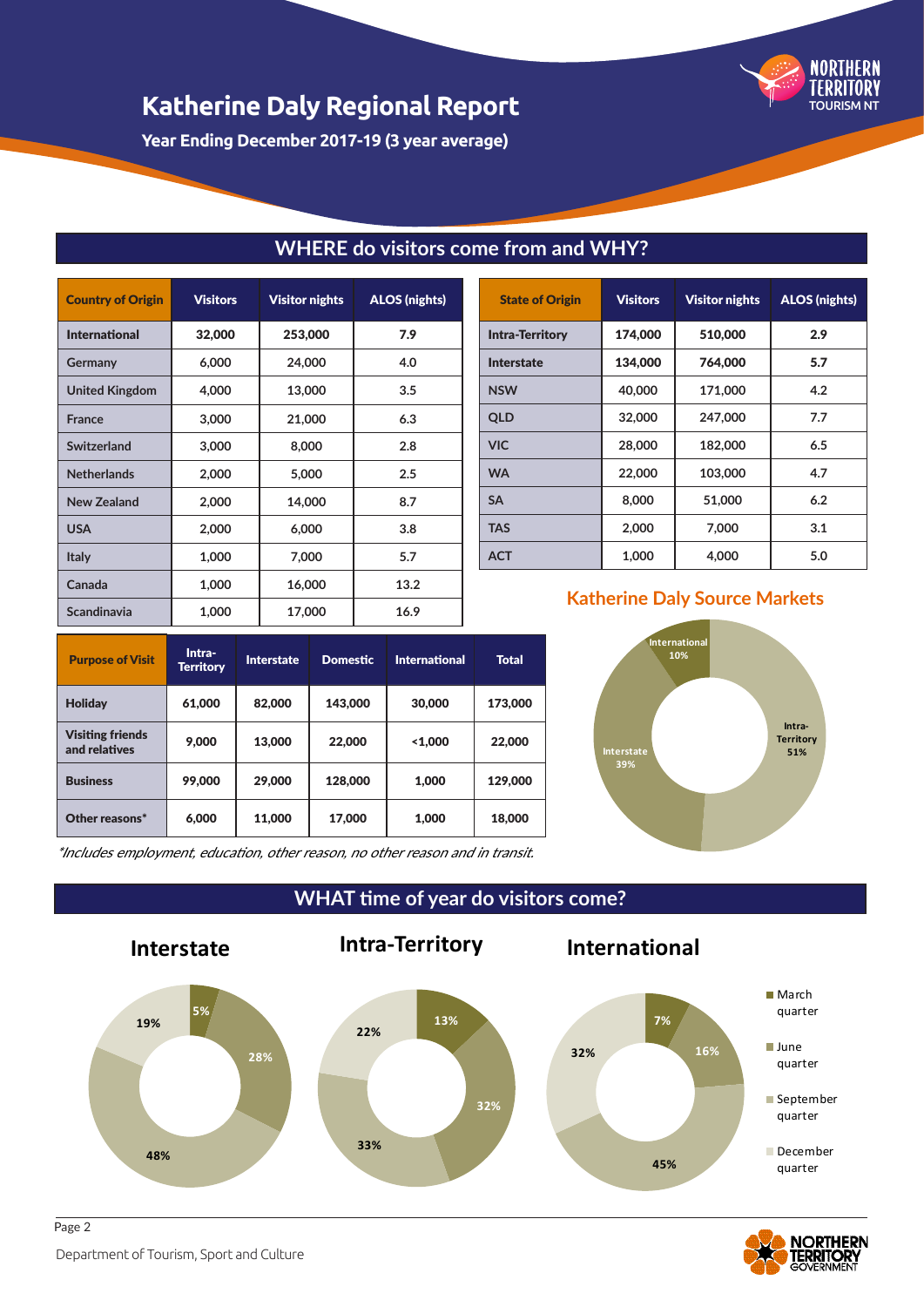# Katherine Daly Regional Report

**Year Ending December 2017-19 (3 year average)**

## WHERE do visitors come from and WHY?

| Country of Origin | Visitors | Visitor nights | ALOS (nights) |
|---|---|---|---|
| **International** | **32,000** | **253,000** | **7.9** |
| Germany | 6,000 | 24,000 | 4.0 |
| United Kingdom | 4,000 | 13,000 | 3.5 |
| France | 3,000 | 21,000 | 6.3 |
| Switzerland | 3,000 | 8,000 | 2.8 |
| Netherlands | 2,000 | 5,000 | 2.5 |
| New Zealand | 2,000 | 14,000 | 8.7 |
| USA | 2,000 | 6,000 | 3.8 |
| Italy | 1,000 | 7,000 | 5.7 |
| Canada | 1,000 | 16,000 | 13.2 |
| Scandinavia | 1,000 | 17,000 | 16.9 |

| State of Origin | Visitors | Visitor nights | ALOS (nights) |
|---|---|---|---|
| **Intra-Territory** | **174,000** | **510,000** | **2.9** |
| **Interstate** | **134,000** | **764,000** | **5.7** |
| NSW | 40,000 | 171,000 | 4.2 |
| QLD | 32,000 | 247,000 | 7.7 |
| VIC | 28,000 | 182,000 | 6.5 |
| WA | 22,000 | 103,000 | 4.7 |
| SA | 8,000 | 51,000 | 6.2 |
| TAS | 2,000 | 7,000 | 3.1 |
| ACT | 1,000 | 4,000 | 5.0 |

| Purpose of Visit | Intra-Territory | Interstate | Domestic | International | Total |
|---|---|---|---|---|---|
| **Holiday** | 61,000 | 82,000 | 143,000 | 30,000 | 173,000 |
| **Visiting friends and relatives** | 9,000 | 13,000 | 22,000 | <1,000 | 22,000 |
| **Business** | 99,000 | 29,000 | 128,000 | 1,000 | 129,000 |
| **Other reasons*** | 6,000 | 11,000 | 17,000 | 1,000 | 18,000 |

*Includes employment, education, other reason, no other reason and in transit.*

### Katherine Daly Source Markets

- Intra-Territory 51%
- Interstate 39%
- International 10%

## WHAT time of year do visitors come?

| Quarter | Interstate | Intra-Territory | International |
|---|---|---|---|
| March quarter | 5% | 13% | 7% |
| June quarter | 28% | 32% | 16% |
| September quarter | 48% | 33% | 45% |
| December quarter | 19% | 22% | 32% |

Department of Tourism, Sport and Culture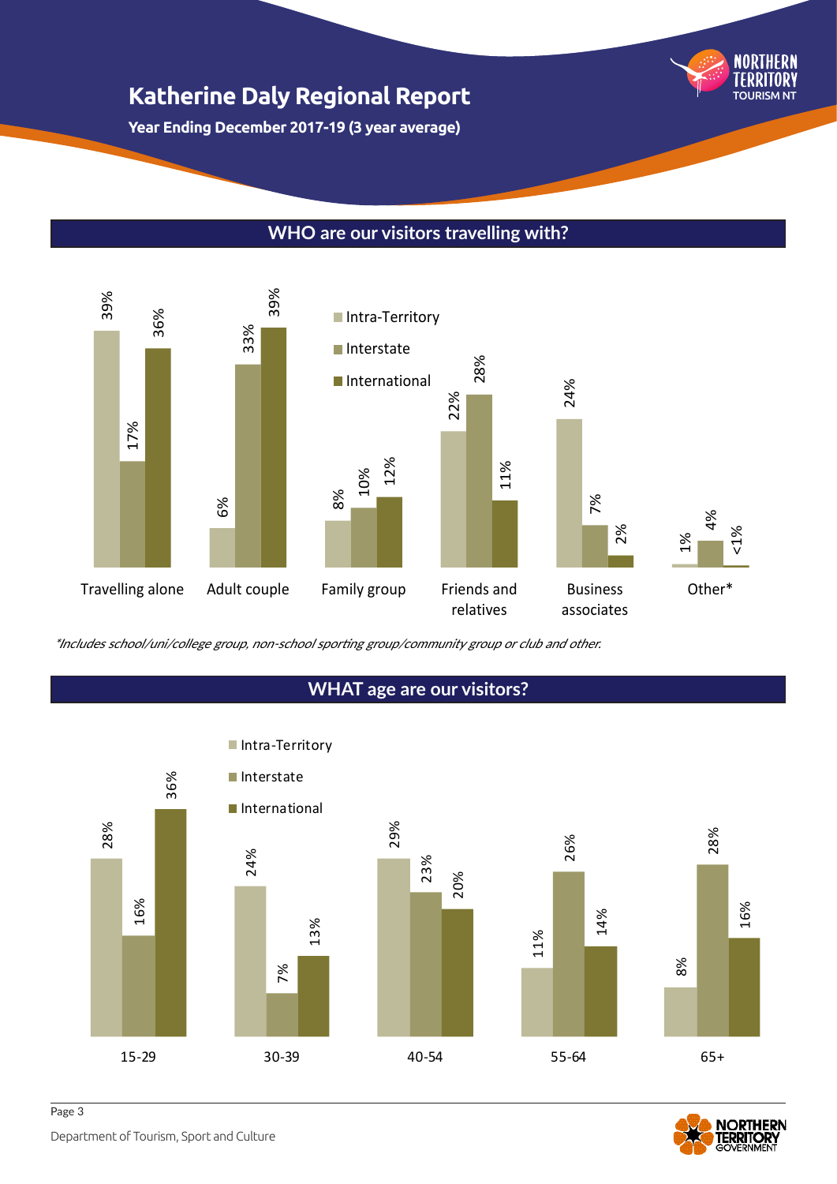# Katherine Daly Regional Report

**Year Ending December 2017-19 (3 year average)**

## WHO are our visitors travelling with?

| | Intra-Territory | Interstate | International |
|---|---|---|---|
| Travelling alone | 39% | 17% | 36% |
| Adult couple | 6% | 33% | 39% |
| Family group | 8% | 10% | 12% |
| Friends and relatives | 22% | 28% | 11% |
| Business associates | 24% | 7% | 2% |
| Other* | 1% | 4% | <1% |

*Includes school/uni/college group, non-school sporting group/community group or club and other.*

## WHAT age are our visitors?

| | Intra-Territory | Interstate | International |
|---|---|---|---|
| 15-29 | 28% | 16% | 36% |
| 30-39 | 24% | 7% | 13% |
| 40-54 | 29% | 23% | 20% |
| 55-64 | 11% | 26% | 14% |
| 65+ | 8% | 28% | 16% |

Department of Tourism, Sport and Culture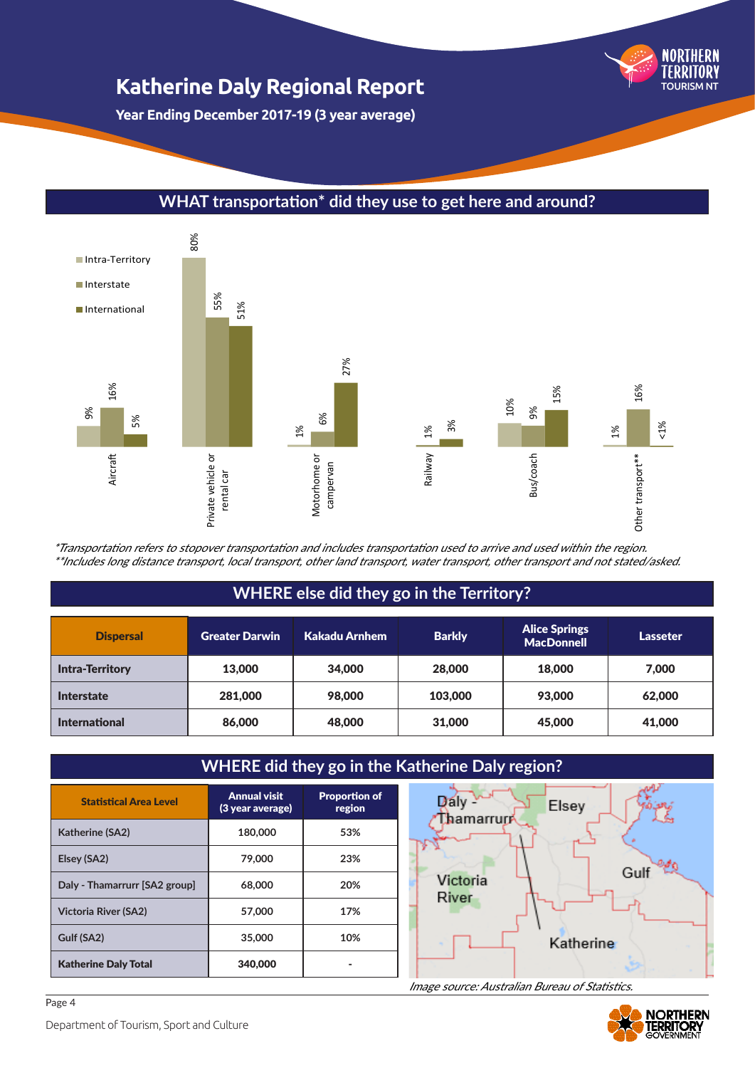# Katherine Daly Regional Report

**Year Ending December 2017-19 (3 year average)**

## WHAT transportation* did they use to get here and around?

| Transport | Intra-Territory | Interstate | International |
|---|---|---|---|
| Aircraft | 9% | 16% | 5% |
| Private vehicle or rental car | 80% | 55% | 51% |
| Motorhome or campervan | 1% | 6% | 27% |
| Railway | | 1% | 3% |
| Bus/coach | 10% | 9% | 15% |
| Other transport** | 1% | 16% | <1% |

*\*Transportation refers to stopover transportation and includes transportation used to arrive and used within the region.*
*\*\*Includes long distance transport, local transport, other land transport, water transport, other transport and not stated/asked.*

## WHERE else did they go in the Territory?

| Dispersal | Greater Darwin | Kakadu Arnhem | Barkly | Alice Springs MacDonnell | Lasseter |
|---|---|---|---|---|---|
| **Intra-Territory** | 13,000 | 34,000 | 28,000 | 18,000 | 7,000 |
| **Interstate** | 281,000 | 98,000 | 103,000 | 93,000 | 62,000 |
| **International** | 86,000 | 48,000 | 31,000 | 45,000 | 41,000 |

## WHERE did they go in the Katherine Daly region?

| Statistical Area Level | Annual visit (3 year average) | Proportion of region |
|---|---|---|
| Katherine (SA2) | 180,000 | 53% |
| Elsey (SA2) | 79,000 | 23% |
| Daly - Thamarrurr [SA2 group] | 68,000 | 20% |
| Victoria River (SA2) | 57,000 | 17% |
| Gulf (SA2) | 35,000 | 10% |
| **Katherine Daly Total** | 340,000 | - |

*Image source: Australian Bureau of Statistics.*

Department of Tourism, Sport and Culture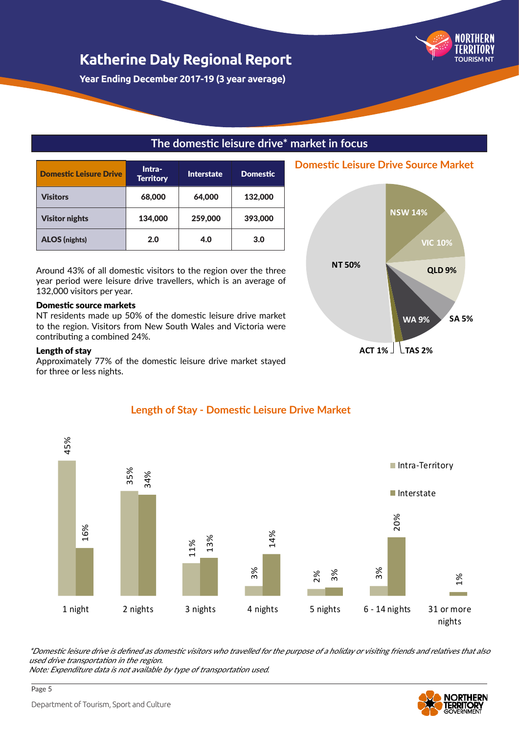# Katherine Daly Regional Report

**Year Ending December 2017-19 (3 year average)**

## The domestic leisure drive* market in focus

| Domestic Leisure Drive | Intra-Territory | Interstate | Domestic |
|---|---|---|---|
| Visitors | 68,000 | 64,000 | 132,000 |
| Visitor nights | 134,000 | 259,000 | 393,000 |
| ALOS (nights) | 2.0 | 4.0 | 3.0 |

Around 43% of all domestic visitors to the region over the three year period were leisure drive travellers, which is an average of 132,000 visitors per year.

**Domestic source markets**

NT residents made up 50% of the domestic leisure drive market to the region. Visitors from New South Wales and Victoria were contributing a combined 24%.

**Length of stay**

Approximately 77% of the domestic leisure drive market stayed for three or less nights.

### Domestic Leisure Drive Source Market

| Source | Share |
|---|---|
| NT | 50% |
| NSW | 14% |
| VIC | 10% |
| QLD | 9% |
| SA | 5% |
| WA | 9% |
| TAS | 2% |
| ACT | 1% |

### Length of Stay - Domestic Leisure Drive Market

| Length of stay | Intra-Territory | Interstate |
|---|---|---|
| 1 night | 45% | 16% |
| 2 nights | 35% | 34% |
| 3 nights | 11% | 13% |
| 4 nights | 3% | 14% |
| 5 nights | 2% | 3% |
| 6 - 14 nights | 3% | 20% |
| 31 or more nights | | 1% |

*\*Domestic leisure drive is defined as domestic visitors who travelled for the purpose of a holiday or visiting friends and relatives that also used drive transportation in the region.*
*Note: Expenditure data is not available by type of transportation used.*

Department of Tourism, Sport and Culture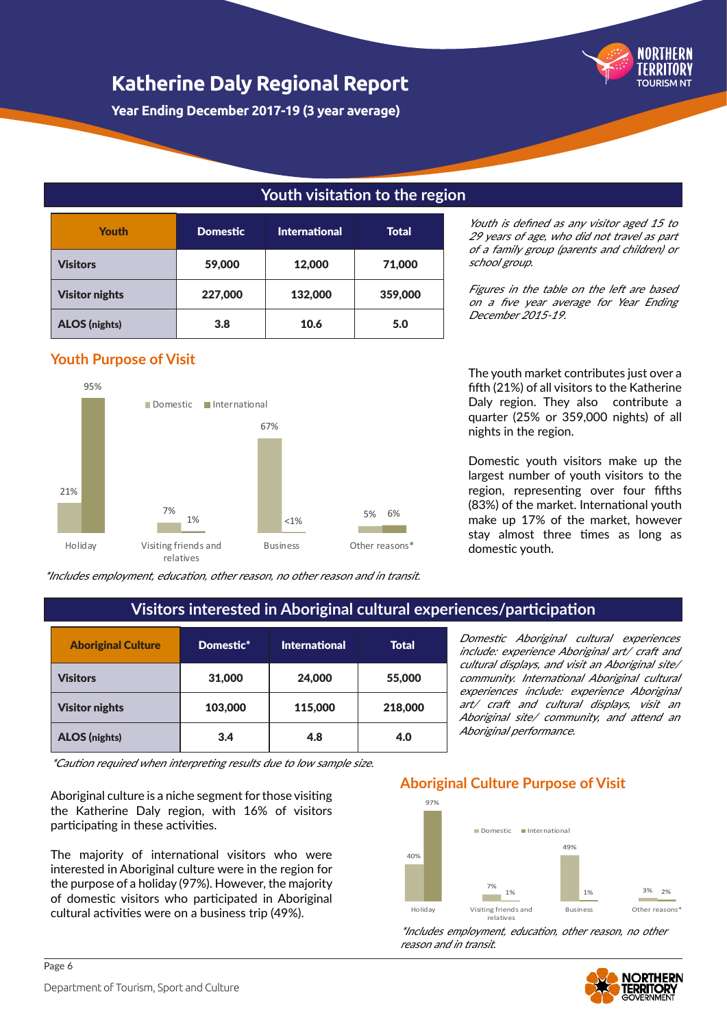# Katherine Daly Regional Report

**Year Ending December 2017-19 (3 year average)**

## Youth visitation to the region

| Youth | Domestic | International | Total |
|---|---|---|---|
| **Visitors** | 59,000 | 12,000 | 71,000 |
| **Visitor nights** | 227,000 | 132,000 | 359,000 |
| **ALOS (nights)** | 3.8 | 10.6 | 5.0 |

*Youth is defined as any visitor aged 15 to 29 years of age, who did not travel as part of a family group (parents and children) or school group.*

*Figures in the table on the left are based on a five year average for Year Ending December 2015-19.*

### Youth Purpose of Visit

| | Domestic | International |
|---|---|---|
| Holiday | 21% | 95% |
| Visiting friends and relatives | 7% | 1% |
| Business | 67% | <1% |
| Other reasons* | 5% | 6% |

*Includes employment, education, other reason, no other reason and in transit.*

The youth market contributes just over a fifth (21%) of all visitors to the Katherine Daly region. They also contribute a quarter (25% or 359,000 nights) of all nights in the region.

Domestic youth visitors make up the largest number of youth visitors to the region, representing over four fifths (83%) of the market. International youth make up 17% of the market, however stay almost three times as long as domestic youth.

## Visitors interested in Aboriginal cultural experiences/participation

| Aboriginal Culture | Domestic* | International | Total |
|---|---|---|---|
| **Visitors** | 31,000 | 24,000 | 55,000 |
| **Visitor nights** | 103,000 | 115,000 | 218,000 |
| **ALOS (nights)** | 3.4 | 4.8 | 4.0 |

*Caution required when interpreting results due to low sample size.*

*Domestic Aboriginal cultural experiences include: experience Aboriginal art/ craft and cultural displays, and visit an Aboriginal site/ community. International Aboriginal cultural experiences include: experience Aboriginal art/ craft and cultural displays, visit an Aboriginal site/ community, and attend an Aboriginal performance.*

Aboriginal culture is a niche segment for those visiting the Katherine Daly region, with 16% of visitors participating in these activities.

The majority of international visitors who were interested in Aboriginal culture were in the region for the purpose of a holiday (97%). However, the majority of domestic visitors who participated in Aboriginal cultural activities were on a business trip (49%).

### Aboriginal Culture Purpose of Visit

| | Domestic | International |
|---|---|---|
| Holiday | 40% | 97% |
| Visiting friends and relatives | 7% | 1% |
| Business | 49% | 1% |
| Other reasons* | 3% | 2% |

*Includes employment, education, other reason, no other reason and in transit.*

Department of Tourism, Sport and Culture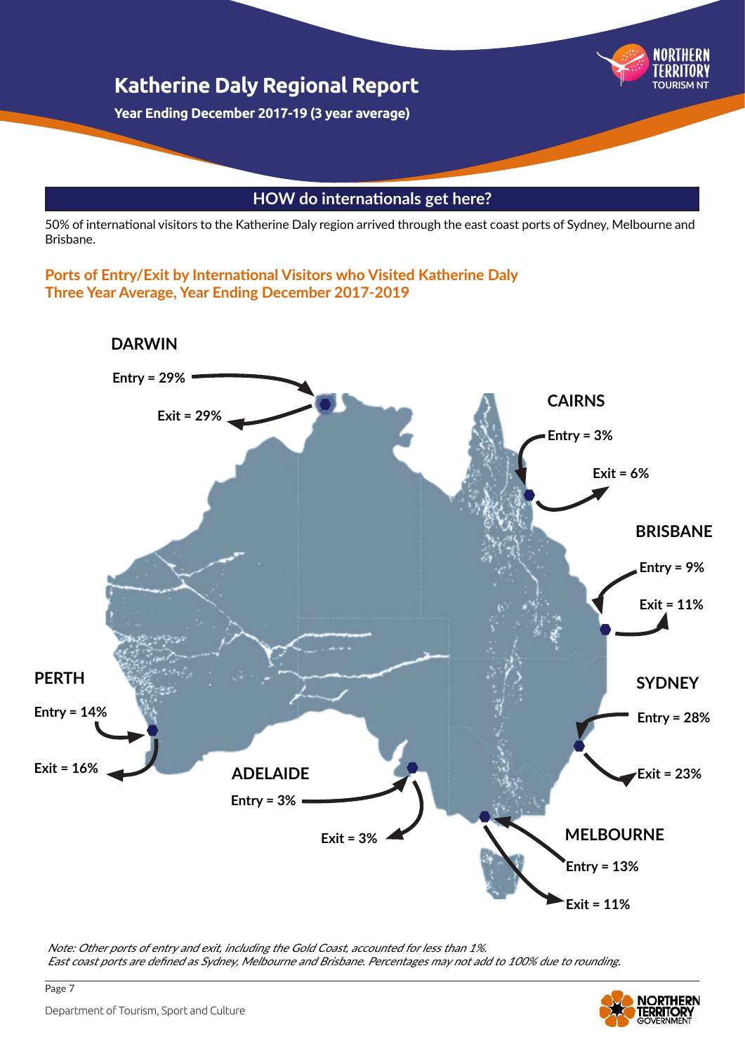# Katherine Daly Regional Report

**Year Ending December 2017-19 (3 year average)**

## HOW do internationals get here?

50% of international visitors to the Katherine Daly region arrived through the east coast ports of Sydney, Melbourne and Brisbane.

### Ports of Entry/Exit by International Visitors who Visited Katherine Daly
### Three Year Average, Year Ending December 2017-2019

**DARWIN**
Entry = 29%
Exit = 29%

**CAIRNS**
Entry = 3%
Exit = 6%

**BRISBANE**
Entry = 9%
Exit = 11%

**SYDNEY**
Entry = 28%
Exit = 23%

**MELBOURNE**
Entry = 13%
Exit = 11%

**ADELAIDE**
Entry = 3%
Exit = 3%

**PERTH**
Entry = 14%
Exit = 16%

*Note: Other ports of entry and exit, including the Gold Coast, accounted for less than 1%.*
*East coast ports are defined as Sydney, Melbourne and Brisbane. Percentages may not add to 100% due to rounding.*

Department of Tourism, Sport and Culture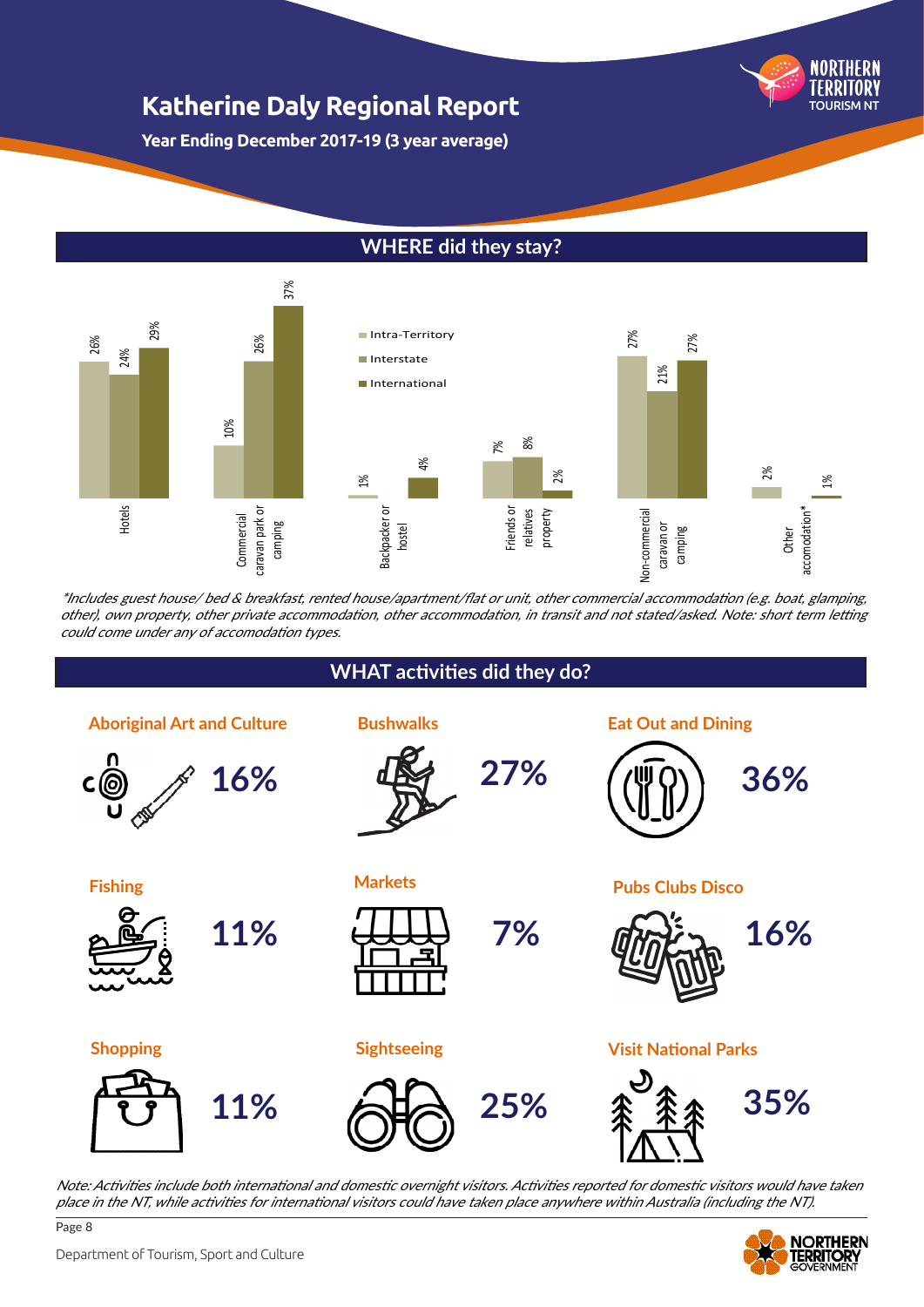# Katherine Daly Regional Report

**Year Ending December 2017-19 (3 year average)**

## WHERE did they stay?

| Accommodation | Intra-Territory | Interstate | International |
|---|---|---|---|
| Hotels | 26% | 24% | 29% |
| Commercial caravan park or camping | 10% | 26% | 37% |
| Backpacker or hostel | 1% | | 4% |
| Friends or relatives property | 7% | 8% | 2% |
| Non-commercial caravan or camping | 27% | 21% | 27% |
| Other accomodation* | 2% | | 1% |

*\*Includes guest house/ bed & breakfast, rented house/apartment/flat or unit, other commercial accommodation (e.g. boat, glamping, other), own property, other private accommodation, other accommodation, in transit and not stated/asked. Note: short term letting could come under any of accomodation types.*

## WHAT activities did they do?

| Activity | % |
|---|---|
| Aboriginal Art and Culture | 16% |
| Bushwalks | 27% |
| Eat Out and Dining | 36% |
| Fishing | 11% |
| Markets | 7% |
| Pubs Clubs Disco | 16% |
| Shopping | 11% |
| Sightseeing | 25% |
| Visit National Parks | 35% |

*Note: Activities include both international and domestic overnight visitors. Activities reported for domestic visitors would have taken place in the NT, while activities for international visitors could have taken place anywhere within Australia (including the NT).*

Department of Tourism, Sport and Culture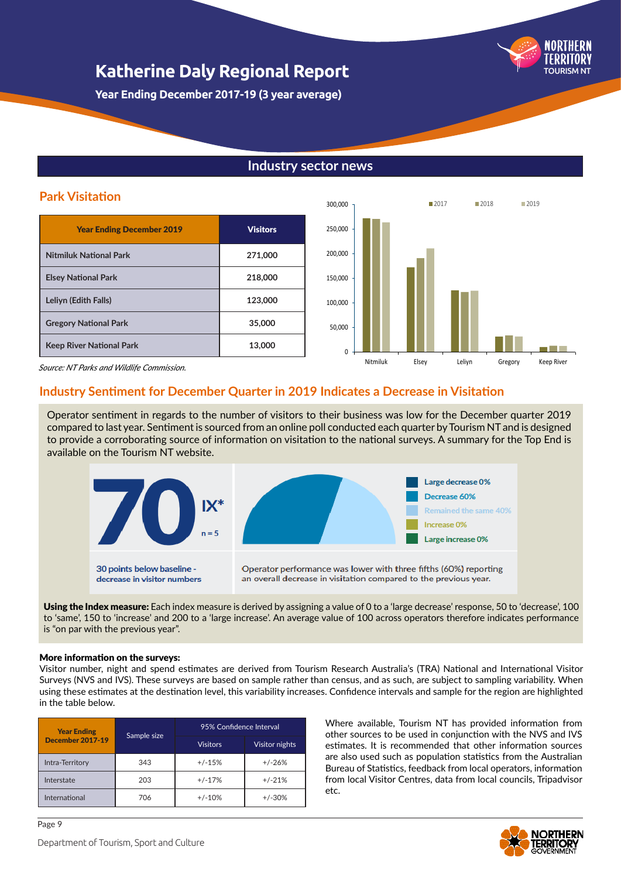# Katherine Daly Regional Report

**Year Ending December 2017-19 (3 year average)**

## Industry sector news

### Park Visitation

| Year Ending December 2019 | Visitors |
|---|---|
| Nitmiluk National Park | 271,000 |
| Elsey National Park | 218,000 |
| Leliyn (Edith Falls) | 123,000 |
| Gregory National Park | 35,000 |
| Keep River National Park | 13,000 |

*Source: NT Parks and Wildlife Commission.*

300,000
250,000
200,000
150,000
100,000
50,000
0
2017
2018
2019
Nitmiluk
Elsey
Leliyn
Gregory
Keep River

### Industry Sentiment for December Quarter in 2019 Indicates a Decrease in Visitation

Operator sentiment in regards to the number of visitors to their business was low for the December quarter 2019 compared to last year. Sentiment is sourced from an online poll conducted each quarter by Tourism NT and is designed to provide a corroborating source of information on visitation to the national surveys. A summary for the Top End is available on the Tourism NT website.

70 IX*
n = 5

30 points below baseline - decrease in visitor numbers

Large decrease 0%
Decrease 60%
Remained the same 40%
Increase 0%
Large increase 0%

Operator performance was lower with three fifths (60%) reporting an overall decrease in visitation compared to the previous year.

**Using the Index measure:** Each index measure is derived by assigning a value of 0 to a 'large decrease' response, 50 to 'decrease', 100 to 'same', 150 to 'increase' and 200 to a 'large increase'. An average value of 100 across operators therefore indicates performance is "on par with the previous year".

**More information on the surveys:**
Visitor number, night and spend estimates are derived from Tourism Research Australia's (TRA) National and International Visitor Surveys (NVS and IVS). These surveys are based on sample rather than census, and as such, are subject to sampling variability. When using these estimates at the destination level, this variability increases. Confidence intervals and sample for the region are highlighted in the table below.

| Year Ending December 2017-19 | Sample size | 95% Confidence Interval | |
|---|---|---|---|
| | | Visitors | Visitor nights |
| Intra-Territory | 343 | +/-15% | +/-26% |
| Interstate | 203 | +/-17% | +/-21% |
| International | 706 | +/-10% | +/-30% |

Where available, Tourism NT has provided information from other sources to be used in conjunction with the NVS and IVS estimates. It is recommended that other information sources are also used such as population statistics from the Australian Bureau of Statistics, feedback from local operators, information from local Visitor Centres, data from local councils, Tripadvisor etc.

Department of Tourism, Sport and Culture